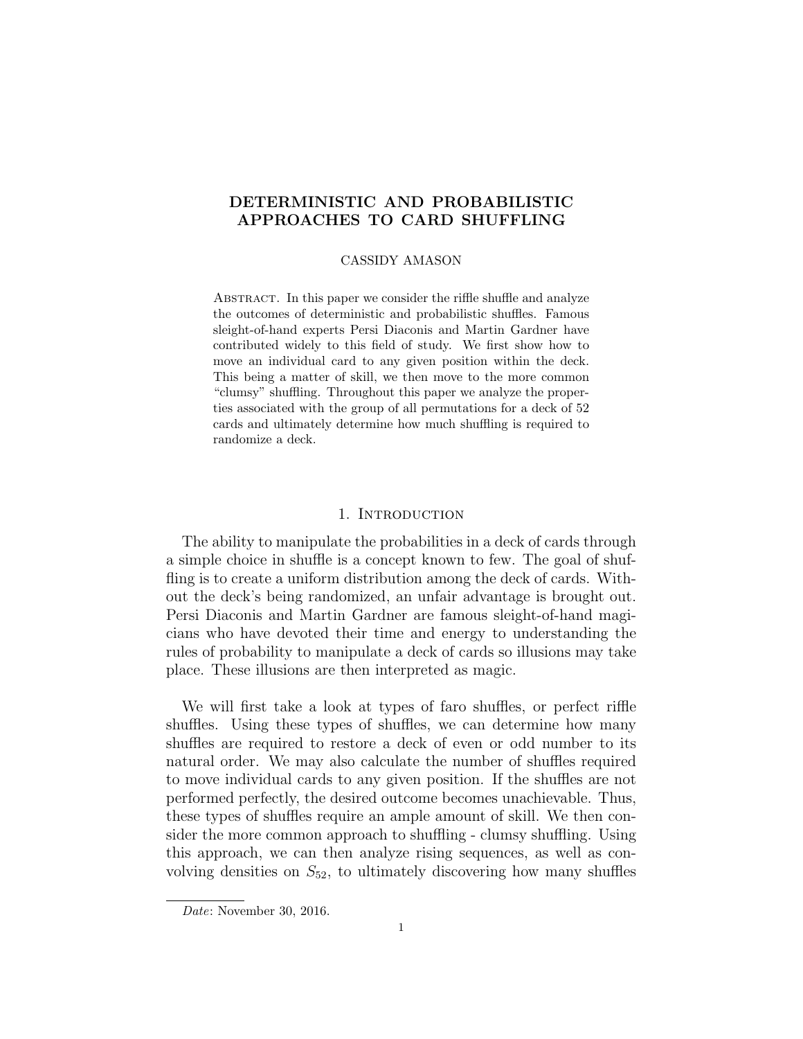# DETERMINISTIC AND PROBABILISTIC APPROACHES TO CARD SHUFFLING

CASSIDY AMASON

Abstract. In this paper we consider the riffle shuffle and analyze the outcomes of deterministic and probabilistic shuffles. Famous sleight-of-hand experts Persi Diaconis and Martin Gardner have contributed widely to this field of study. We first show how to move an individual card to any given position within the deck. This being a matter of skill, we then move to the more common "clumsy" shuffling. Throughout this paper we analyze the properties associated with the group of all permutations for a deck of 52 cards and ultimately determine how much shuffling is required to randomize a deck.

## 1. Introduction

The ability to manipulate the probabilities in a deck of cards through a simple choice in shuffle is a concept known to few. The goal of shuffling is to create a uniform distribution among the deck of cards. Without the deck's being randomized, an unfair advantage is brought out. Persi Diaconis and Martin Gardner are famous sleight-of-hand magicians who have devoted their time and energy to understanding the rules of probability to manipulate a deck of cards so illusions may take place. These illusions are then interpreted as magic.

We will first take a look at types of faro shuffles, or perfect riffle shuffles. Using these types of shuffles, we can determine how many shuffles are required to restore a deck of even or odd number to its natural order. We may also calculate the number of shuffles required to move individual cards to any given position. If the shuffles are not performed perfectly, the desired outcome becomes unachievable. Thus, these types of shuffles require an ample amount of skill. We then consider the more common approach to shuffling - clumsy shuffling. Using this approach, we can then analyze rising sequences, as well as convolving densities on $S_{52}$, to ultimately discovering how many shuffles

*Date*: November 30, 2016.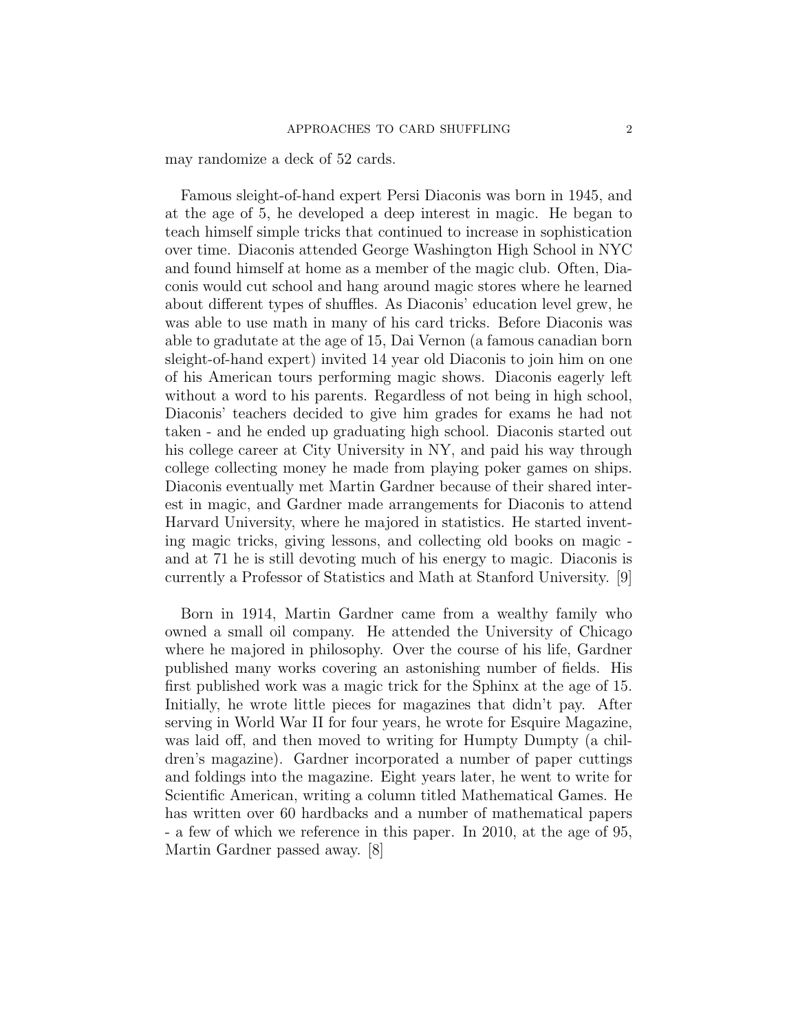may randomize a deck of 52 cards.

Famous sleight-of-hand expert Persi Diaconis was born in 1945, and at the age of 5, he developed a deep interest in magic. He began to teach himself simple tricks that continued to increase in sophistication over time. Diaconis attended George Washington High School in NYC and found himself at home as a member of the magic club. Often, Diaconis would cut school and hang around magic stores where he learned about different types of shuffles. As Diaconis' education level grew, he was able to use math in many of his card tricks. Before Diaconis was able to gradutate at the age of 15, Dai Vernon (a famous canadian born sleight-of-hand expert) invited 14 year old Diaconis to join him on one of his American tours performing magic shows. Diaconis eagerly left without a word to his parents. Regardless of not being in high school, Diaconis' teachers decided to give him grades for exams he had not taken - and he ended up graduating high school. Diaconis started out his college career at City University in NY, and paid his way through college collecting money he made from playing poker games on ships. Diaconis eventually met Martin Gardner because of their shared interest in magic, and Gardner made arrangements for Diaconis to attend Harvard University, where he majored in statistics. He started inventing magic tricks, giving lessons, and collecting old books on magic - and at 71 he is still devoting much of his energy to magic. Diaconis is currently a Professor of Statistics and Math at Stanford University. [9]

Born in 1914, Martin Gardner came from a wealthy family who owned a small oil company. He attended the University of Chicago where he majored in philosophy. Over the course of his life, Gardner published many works covering an astonishing number of fields. His first published work was a magic trick for the Sphinx at the age of 15. Initially, he wrote little pieces for magazines that didn't pay. After serving in World War II for four years, he wrote for Esquire Magazine, was laid off, and then moved to writing for Humpty Dumpty (a children's magazine). Gardner incorporated a number of paper cuttings and foldings into the magazine. Eight years later, he went to write for Scientific American, writing a column titled Mathematical Games. He has written over 60 hardbacks and a number of mathematical papers - a few of which we reference in this paper. In 2010, at the age of 95, Martin Gardner passed away. [8]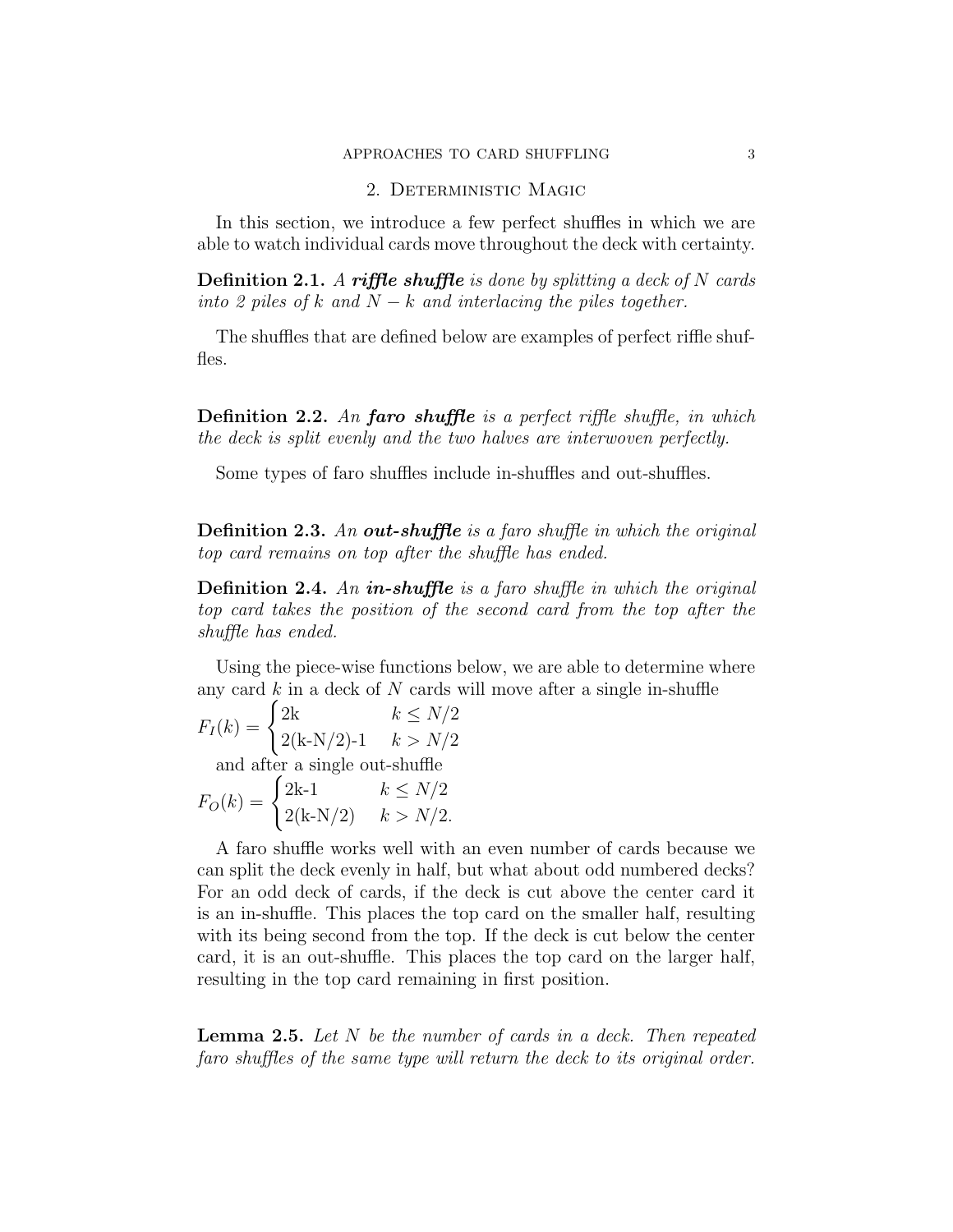## 2. Deterministic Magic

In this section, we introduce a few perfect shuffles in which we are able to watch individual cards move throughout the deck with certainty.

**Definition 2.1.** *A **riffle shuffle** is done by splitting a deck of $N$ cards into 2 piles of $k$ and $N-k$ and interlacing the piles together.*

The shuffles that are defined below are examples of perfect riffle shuffles.

**Definition 2.2.** *An **faro shuffle** is a perfect riffle shuffle, in which the deck is split evenly and the two halves are interwoven perfectly.*

Some types of faro shuffles include in-shuffles and out-shuffles.

**Definition 2.3.** *An **out-shuffle** is a faro shuffle in which the original top card remains on top after the shuffle has ended.*

**Definition 2.4.** *An **in-shuffle** is a faro shuffle in which the original top card takes the position of the second card from the top after the shuffle has ended.*

Using the piece-wise functions below, we are able to determine where any card $k$ in a deck of $N$ cards will move after a single in-shuffle

$$F_I(k) = \begin{cases} \text{2k} & k \leq N/2 \\ \text{2(k-N/2)-1} & k > N/2 \end{cases}$$

and after a single out-shuffle

$$F_O(k) = \begin{cases} \text{2k-1} & k \leq N/2 \\ \text{2(k-N/2)} & k > N/2. \end{cases}$$

A faro shuffle works well with an even number of cards because we can split the deck evenly in half, but what about odd numbered decks? For an odd deck of cards, if the deck is cut above the center card it is an in-shuffle. This places the top card on the smaller half, resulting with its being second from the top. If the deck is cut below the center card, it is an out-shuffle. This places the top card on the larger half, resulting in the top card remaining in first position.

**Lemma 2.5.** *Let $N$ be the number of cards in a deck. Then repeated faro shuffles of the same type will return the deck to its original order.*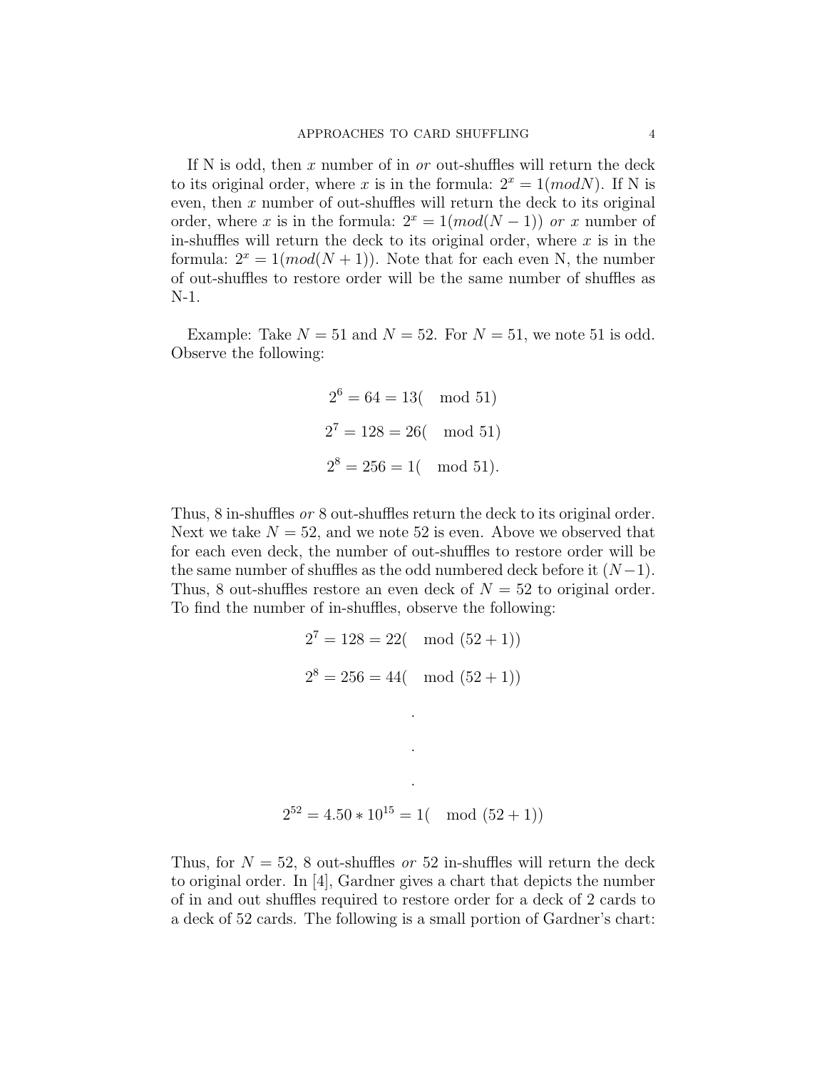If N is odd, then $x$ number of in *or* out-shuffles will return the deck to its original order, where $x$ is in the formula: $2^x = 1(modN)$. If N is even, then $x$ number of out-shuffles will return the deck to its original order, where $x$ is in the formula: $2^x = 1(mod(N-1))$ *or* $x$ number of in-shuffles will return the deck to its original order, where $x$ is in the formula: $2^x = 1(mod(N+1))$. Note that for each even N, the number of out-shuffles to restore order will be the same number of shuffles as N-1.

Example: Take $N = 51$ and $N = 52$. For $N = 51$, we note 51 is odd. Observe the following:

$$2^6 = 64 = 13(\mod 51)$$

$$2^7 = 128 = 26(\mod 51)$$

$$2^8 = 256 = 1(\mod 51).$$

Thus, 8 in-shuffles *or* 8 out-shuffles return the deck to its original order. Next we take $N = 52$, and we note 52 is even. Above we observed that for each even deck, the number of out-shuffles to restore order will be the same number of shuffles as the odd numbered deck before it $(N-1)$. Thus, 8 out-shuffles restore an even deck of $N = 52$ to original order. To find the number of in-shuffles, observe the following:

$$2^7 = 128 = 22(\mod (52+1))$$

$$2^8 = 256 = 44(\mod (52+1))$$

$$.$$

$$.$$

$$.$$

$$2^{52} = 4.50 * 10^{15} = 1(\mod (52+1))$$

Thus, for $N = 52$, 8 out-shuffles *or* 52 in-shuffles will return the deck to original order. In [4], Gardner gives a chart that depicts the number of in and out shuffles required to restore order for a deck of 2 cards to a deck of 52 cards. The following is a small portion of Gardner's chart: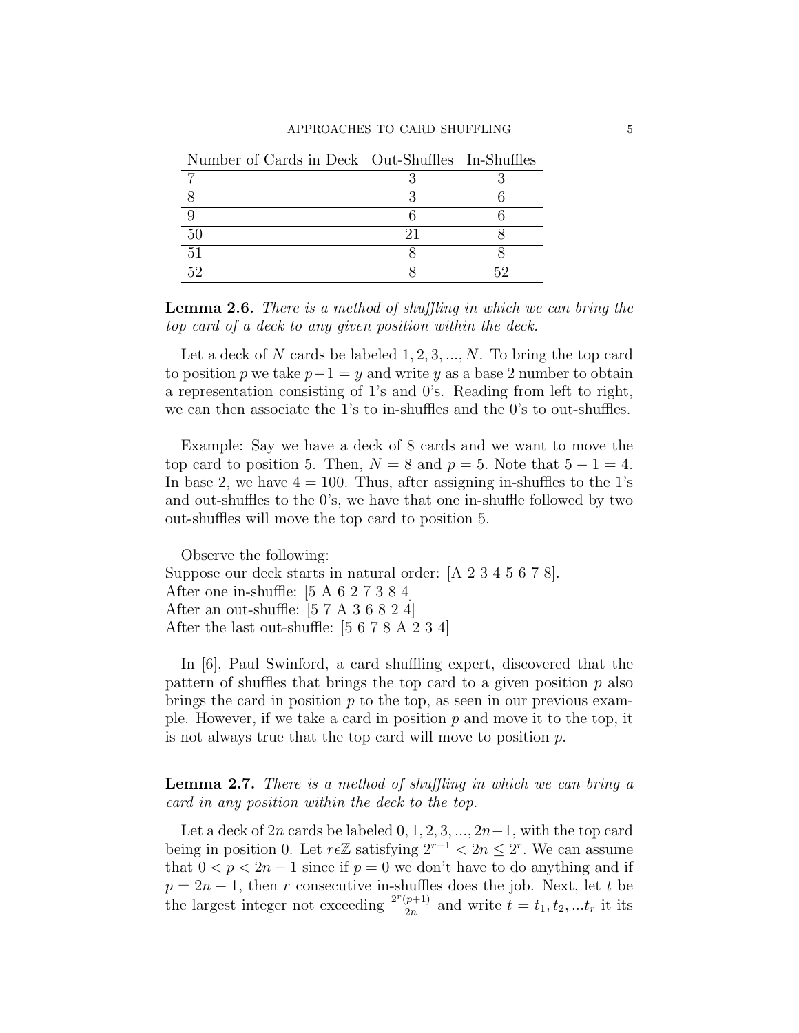| Number of Cards in Deck | Out-Shuffles | In-Shuffles |
|---|---|---|
| 7 | 3 | 3 |
| 8 | 3 | 6 |
| 9 | 6 | 6 |
| 50 | 21 | 8 |
| 51 | 8 | 8 |
| 52 | 8 | 52 |

**Lemma 2.6.** *There is a method of shuffling in which we can bring the top card of a deck to any given position within the deck.*

Let a deck of $N$ cards be labeled $1, 2, 3, ..., N$. To bring the top card to position $p$ we take $p-1 = y$ and write $y$ as a base 2 number to obtain a representation consisting of 1's and 0's. Reading from left to right, we can then associate the 1's to in-shuffles and the 0's to out-shuffles.

Example: Say we have a deck of 8 cards and we want to move the top card to position 5. Then, $N = 8$ and $p = 5$. Note that $5 - 1 = 4$. In base 2, we have $4 = 100$. Thus, after assigning in-shuffles to the 1's and out-shuffles to the 0's, we have that one in-shuffle followed by two out-shuffles will move the top card to position 5.

Observe the following:
Suppose our deck starts in natural order: [A 2 3 4 5 6 7 8].
After one in-shuffle: [5 A 6 2 7 3 8 4]
After an out-shuffle: [5 7 A 3 6 8 2 4]
After the last out-shuffle: [5 6 7 8 A 2 3 4]

In [6], Paul Swinford, a card shuffling expert, discovered that the pattern of shuffles that brings the top card to a given position $p$ also brings the card in position $p$ to the top, as seen in our previous example. However, if we take a card in position $p$ and move it to the top, it is not always true that the top card will move to position $p$.

**Lemma 2.7.** *There is a method of shuffling in which we can bring a card in any position within the deck to the top.*

Let a deck of $2n$ cards be labeled $0, 1, 2, 3, ..., 2n-1$, with the top card being in position 0. Let $r \epsilon \mathbb{Z}$ satisfying $2^{r-1} < 2n \leq 2^r$. We can assume that $0 < p < 2n - 1$ since if $p = 0$ we don't have to do anything and if $p = 2n - 1$, then $r$ consecutive in-shuffles does the job. Next, let $t$ be the largest integer not exceeding $\frac{2^r(p+1)}{2n}$ and write $t = t_1, t_2, ...t_r$ it its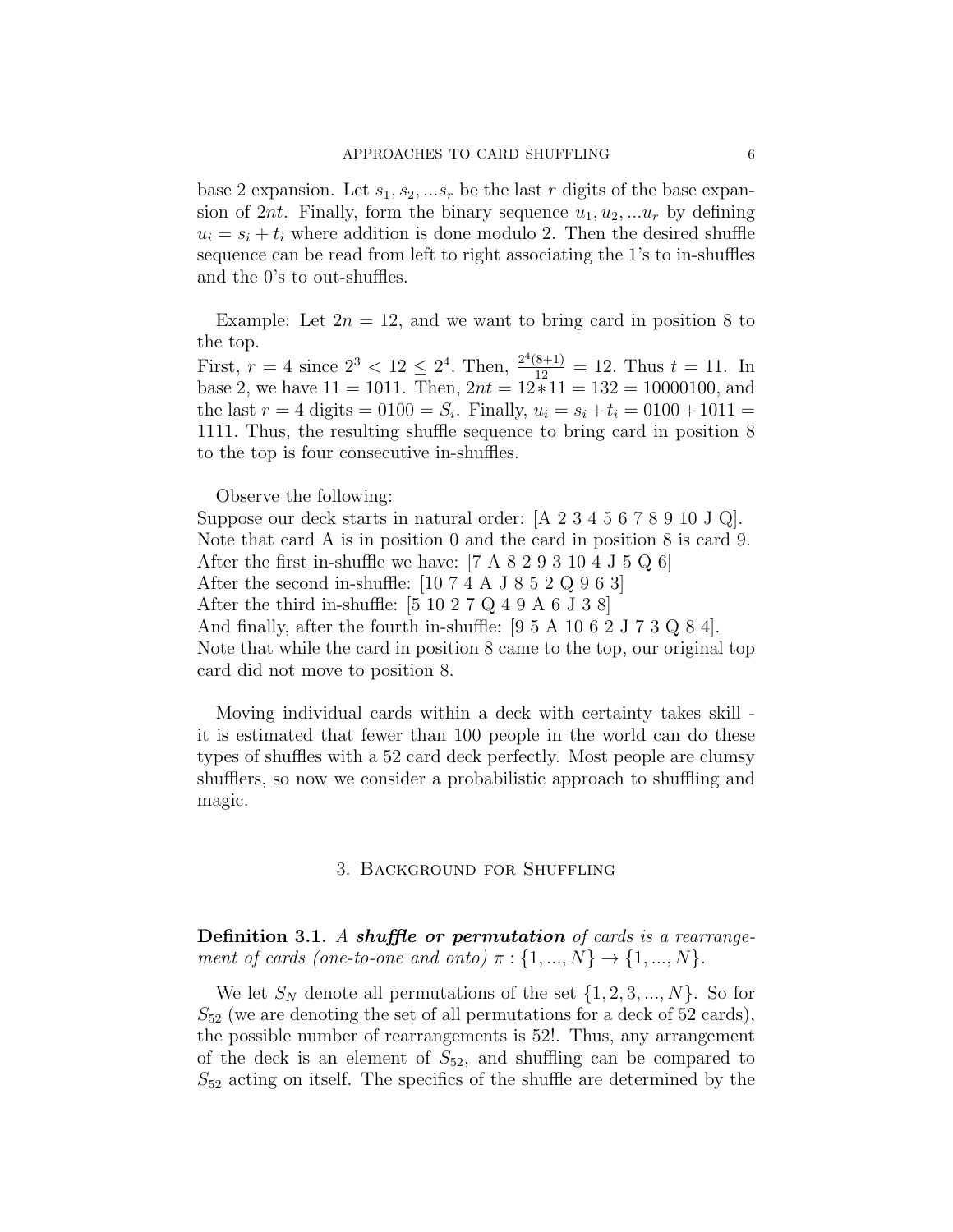base 2 expansion. Let $s_1, s_2, ...s_r$ be the last $r$ digits of the base expansion of $2nt$. Finally, form the binary sequence $u_1, u_2, ...u_r$ by defining $u_i = s_i + t_i$ where addition is done modulo 2. Then the desired shuffle sequence can be read from left to right associating the 1's to in-shuffles and the 0's to out-shuffles.

Example: Let $2n = 12$, and we want to bring card in position 8 to the top.
First, $r = 4$ since $2^3 < 12 \leq 2^4$. Then, $\frac{2^4(8+1)}{12} = 12$. Thus $t = 11$. In base 2, we have $11 = 1011$. Then, $2nt = 12 * 11 = 132 = 10000100$, and the last $r = 4$ digits $= 0100 = S_i$. Finally, $u_i = s_i + t_i = 0100 + 1011 = 1111$. Thus, the resulting shuffle sequence to bring card in position 8 to the top is four consecutive in-shuffles.

Observe the following:
Suppose our deck starts in natural order: [A 2 3 4 5 6 7 8 9 10 J Q].
Note that card A is in position 0 and the card in position 8 is card 9.
After the first in-shuffle we have: [7 A 8 2 9 3 10 4 J 5 Q 6]
After the second in-shuffle: [10 7 4 A J 8 5 2 Q 9 6 3]
After the third in-shuffle: [5 10 2 7 Q 4 9 A 6 J 3 8]
And finally, after the fourth in-shuffle: [9 5 A 10 6 2 J 7 3 Q 8 4].
Note that while the card in position 8 came to the top, our original top card did not move to position 8.

Moving individual cards within a deck with certainty takes skill - it is estimated that fewer than 100 people in the world can do these types of shuffles with a 52 card deck perfectly. Most people are clumsy shufflers, so now we consider a probabilistic approach to shuffling and magic.

## 3. Background for Shuffling

**Definition 3.1.** *A* ***shuffle or permutation*** *of cards is a rearrangement of cards (one-to-one and onto)* $\pi : \{1, ..., N\} \rightarrow \{1, ..., N\}$.

We let $S_N$ denote all permutations of the set $\{1, 2, 3, ..., N\}$. So for $S_{52}$ (we are denoting the set of all permutations for a deck of 52 cards), the possible number of rearrangements is 52!. Thus, any arrangement of the deck is an element of $S_{52}$, and shuffling can be compared to $S_{52}$ acting on itself. The specifics of the shuffle are determined by the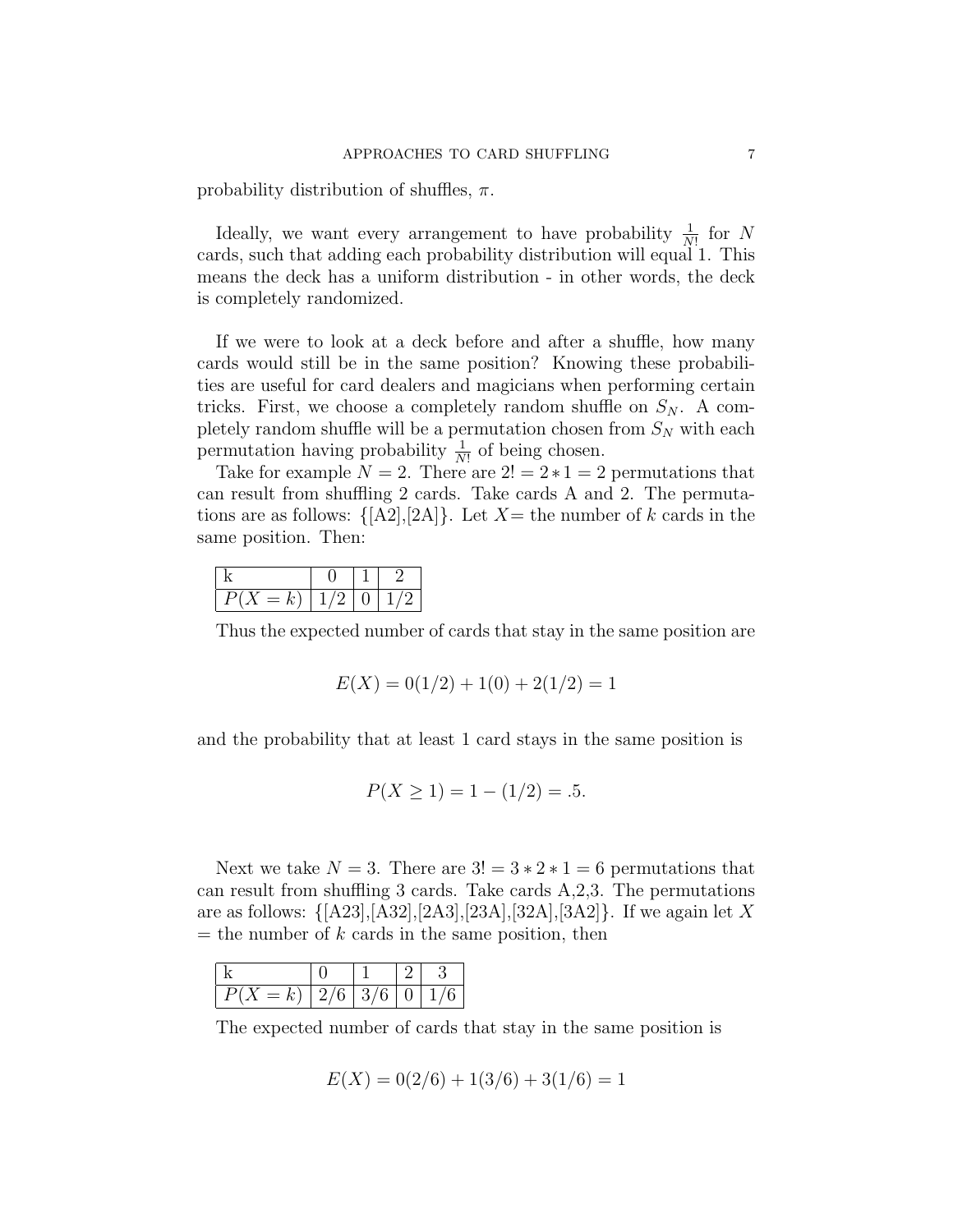probability distribution of shuffles, $\pi$.

Ideally, we want every arrangement to have probability $\frac{1}{N!}$ for $N$ cards, such that adding each probability distribution will equal 1. This means the deck has a uniform distribution - in other words, the deck is completely randomized.

If we were to look at a deck before and after a shuffle, how many cards would still be in the same position? Knowing these probabilities are useful for card dealers and magicians when performing certain tricks. First, we choose a completely random shuffle on $S_N$. A completely random shuffle will be a permutation chosen from $S_N$ with each permutation having probability $\frac{1}{N!}$ of being chosen.

Take for example $N = 2$. There are $2! = 2 * 1 = 2$ permutations that can result from shuffling 2 cards. Take cards A and 2. The permutations are as follows: {[A2],[2A]}. Let $X$= the number of $k$ cards in the same position. Then:

| k | 0 | 1 | 2 |
|---|---|---|---|
| $P(X = k)$ | 1/2 | 0 | 1/2 |

Thus the expected number of cards that stay in the same position are

$$E(X) = 0(1/2) + 1(0) + 2(1/2) = 1$$

and the probability that at least 1 card stays in the same position is

$$P(X \geq 1) = 1 - (1/2) = .5.$$

Next we take $N = 3$. There are $3! = 3 * 2 * 1 = 6$ permutations that can result from shuffling 3 cards. Take cards A,2,3. The permutations are as follows: {[A23],[A32],[2A3],[23A],[32A],[3A2]}. If we again let $X$ = the number of $k$ cards in the same position, then

| k | 0 | 1 | 2 | 3 |
|---|---|---|---|---|
| $P(X = k)$ | 2/6 | 3/6 | 0 | 1/6 |

The expected number of cards that stay in the same position is

$$E(X) = 0(2/6) + 1(3/6) + 3(1/6) = 1$$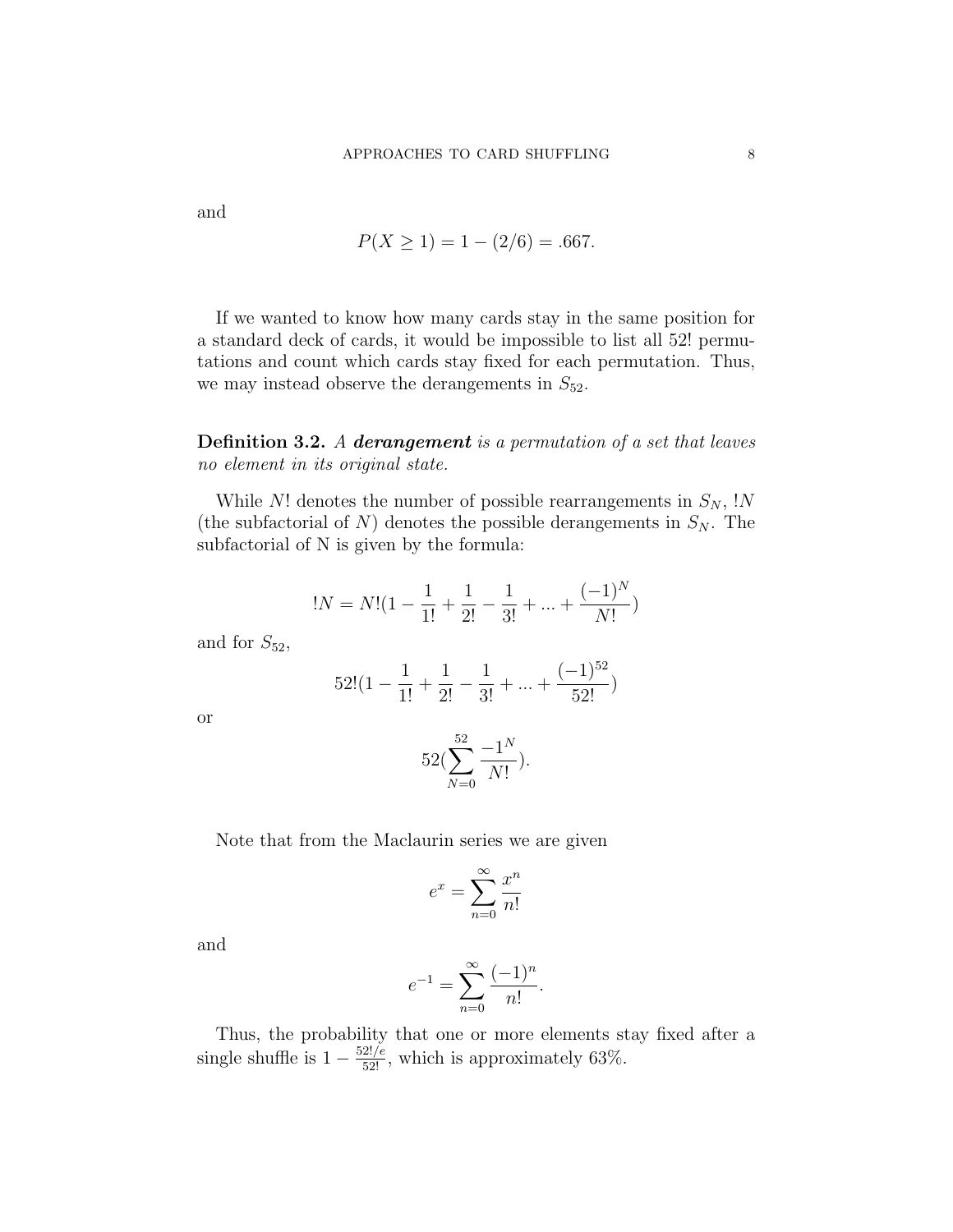and

$$P(X \geq 1) = 1 - (2/6) = .667.$$

If we wanted to know how many cards stay in the same position for a standard deck of cards, it would be impossible to list all 52! permutations and count which cards stay fixed for each permutation. Thus, we may instead observe the derangements in $S_{52}$.

**Definition 3.2.** *A* ***derangement*** *is a permutation of a set that leaves no element in its original state.*

While $N!$ denotes the number of possible rearrangements in $S_N$, $!N$ (the subfactorial of $N$) denotes the possible derangements in $S_N$. The subfactorial of N is given by the formula:

$$!N = N!(1 - \frac{1}{1!} + \frac{1}{2!} - \frac{1}{3!} + ... + \frac{(-1)^N}{N!})$$

and for $S_{52}$,

$$52!(1 - \frac{1}{1!} + \frac{1}{2!} - \frac{1}{3!} + ... + \frac{(-1)^{52}}{52!})$$

or

$$52(\sum_{N=0}^{52} \frac{-1^N}{N!}).$$

Note that from the Maclaurin series we are given

$$e^x = \sum_{n=0}^{\infty} \frac{x^n}{n!}$$

and

$$e^{-1} = \sum_{n=0}^{\infty} \frac{(-1)^n}{n!}.$$

Thus, the probability that one or more elements stay fixed after a single shuffle is $1 - \frac{52!/e}{52!}$, which is approximately 63%.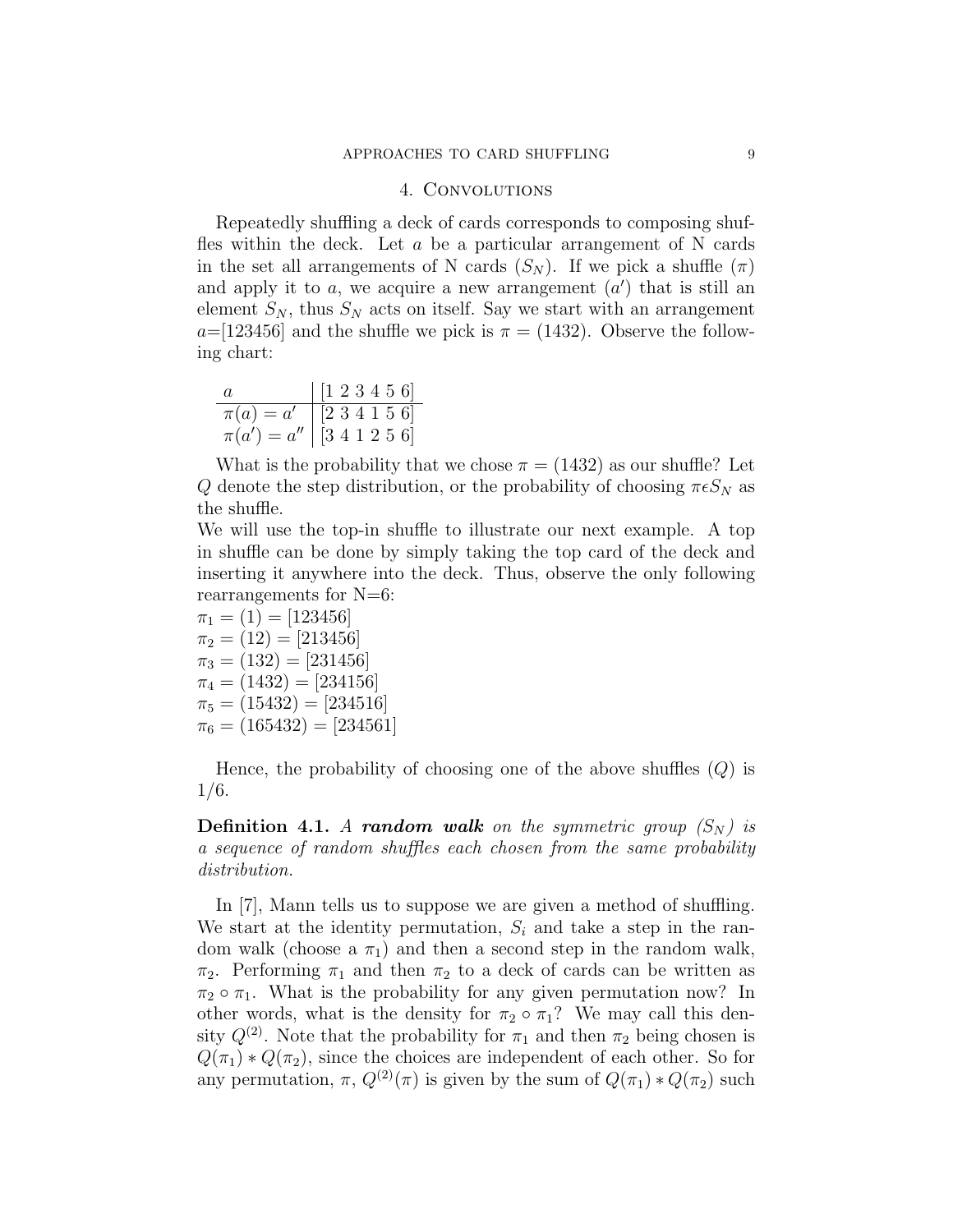## 4. Convolutions

Repeatedly shuffling a deck of cards corresponds to composing shuffles within the deck. Let $a$ be a particular arrangement of N cards in the set all arrangements of N cards ($S_N$). If we pick a shuffle ($\pi$) and apply it to $a$, we acquire a new arrangement ($a'$) that is still an element $S_N$, thus $S_N$ acts on itself. Say we start with an arrangement $a$=[123456] and the shuffle we pick is $\pi = (1432)$. Observe the following chart:

| $a$ | [1 2 3 4 5 6] |
|---|---|
| $\pi(a) = a'$ | [2 3 4 1 5 6] |
| $\pi(a') = a''$ | [3 4 1 2 5 6] |

What is the probability that we chose $\pi = (1432)$ as our shuffle? Let $Q$ denote the step distribution, or the probability of choosing $\pi \epsilon S_N$ as the shuffle.

We will use the top-in shuffle to illustrate our next example. A top in shuffle can be done by simply taking the top card of the deck and inserting it anywhere into the deck. Thus, observe the only following rearrangements for N=6:

$\pi_1 = (1) = [123456]$
$\pi_2 = (12) = [213456]$
$\pi_3 = (132) = [231456]$
$\pi_4 = (1432) = [234156]$
$\pi_5 = (15432) = [234516]$
$\pi_6 = (165432) = [234561]$

Hence, the probability of choosing one of the above shuffles ($Q$) is 1/6.

**Definition 4.1.** *A* ***random walk*** *on the symmetric group ($S_N$) is a sequence of random shuffles each chosen from the same probability distribution.*

In [7], Mann tells us to suppose we are given a method of shuffling. We start at the identity permutation, $S_i$ and take a step in the random walk (choose a $\pi_1$) and then a second step in the random walk, $\pi_2$. Performing $\pi_1$ and then $\pi_2$ to a deck of cards can be written as $\pi_2 \circ \pi_1$. What is the probability for any given permutation now? In other words, what is the density for $\pi_2 \circ \pi_1$? We may call this density $Q^{(2)}$. Note that the probability for $\pi_1$ and then $\pi_2$ being chosen is $Q(\pi_1) * Q(\pi_2)$, since the choices are independent of each other. So for any permutation, $\pi$, $Q^{(2)}(\pi)$ is given by the sum of $Q(\pi_1) * Q(\pi_2)$ such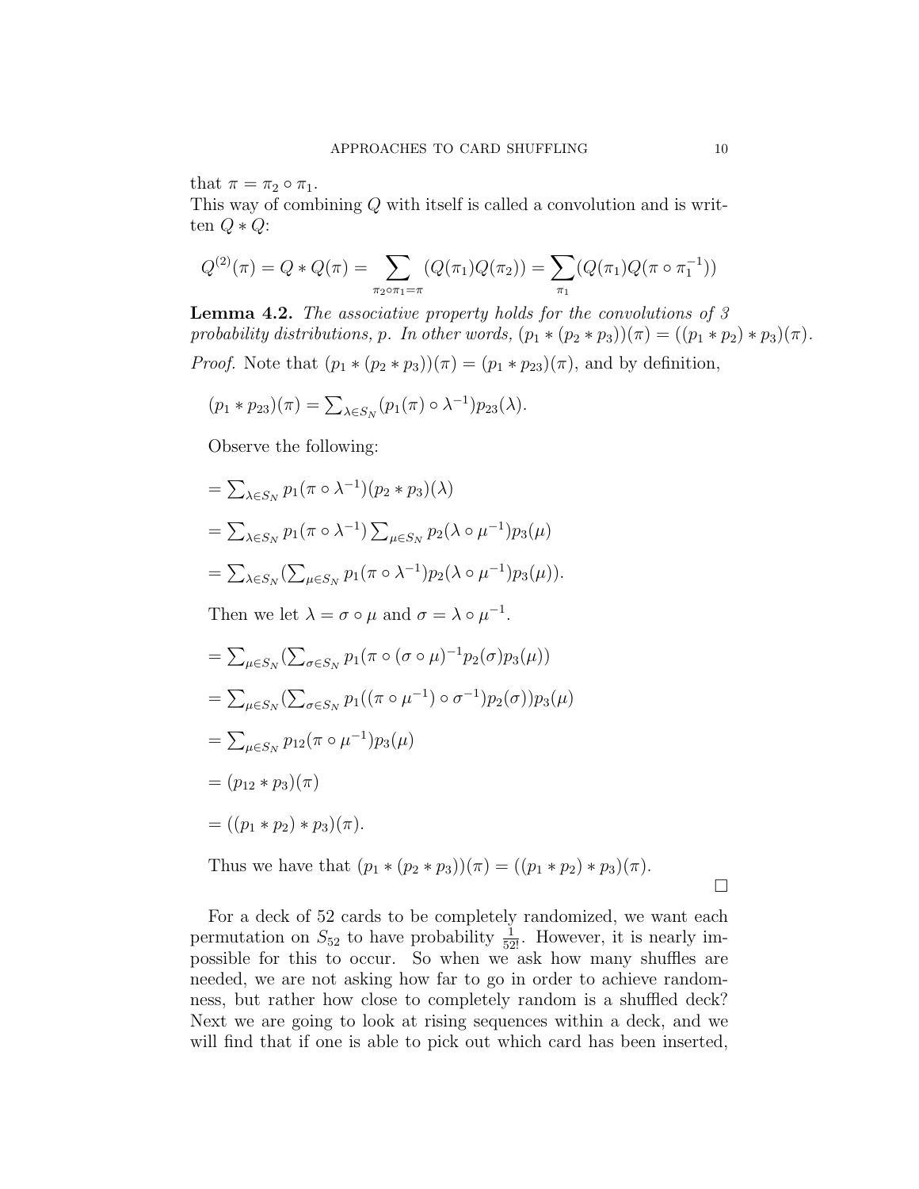that $\pi = \pi_2 \circ \pi_1$.
This way of combining $Q$ with itself is called a convolution and is written $Q * Q$:

$$Q^{(2)}(\pi) = Q * Q(\pi) = \sum_{\pi_2 \circ \pi_1 = \pi} (Q(\pi_1)Q(\pi_2)) = \sum_{\pi_1} (Q(\pi_1)Q(\pi \circ \pi_1^{-1}))$$

**Lemma 4.2.** *The associative property holds for the convolutions of 3 probability distributions, p. In other words,* $(p_1 * (p_2 * p_3))(\pi) = ((p_1 * p_2) * p_3)(\pi)$.

*Proof.* Note that $(p_1 * (p_2 * p_3))(\pi) = (p_1 * p_{23})(\pi)$, and by definition,

$(p_1 * p_{23})(\pi) = \sum_{\lambda \in S_N} (p_1(\pi) \circ \lambda^{-1}) p_{23}(\lambda)$.

Observe the following:

$= \sum_{\lambda \in S_N} p_1(\pi \circ \lambda^{-1})(p_2 * p_3)(\lambda)$

$= \sum_{\lambda \in S_N} p_1(\pi \circ \lambda^{-1}) \sum_{\mu \in S_N} p_2(\lambda \circ \mu^{-1}) p_3(\mu)$

$= \sum_{\lambda \in S_N} (\sum_{\mu \in S_N} p_1(\pi \circ \lambda^{-1}) p_2(\lambda \circ \mu^{-1}) p_3(\mu))$.

Then we let $\lambda = \sigma \circ \mu$ and $\sigma = \lambda \circ \mu^{-1}$.

$= \sum_{\mu \in S_N} (\sum_{\sigma \in S_N} p_1(\pi \circ (\sigma \circ \mu)^{-1} p_2(\sigma) p_3(\mu))$

$= \sum_{\mu \in S_N} (\sum_{\sigma \in S_N} p_1((\pi \circ \mu^{-1}) \circ \sigma^{-1}) p_2(\sigma)) p_3(\mu)$

$= \sum_{\mu \in S_N} p_{12}(\pi \circ \mu^{-1}) p_3(\mu)$

$= (p_{12} * p_3)(\pi)$

$= ((p_1 * p_2) * p_3)(\pi)$.

Thus we have that $(p_1 * (p_2 * p_3))(\pi) = ((p_1 * p_2) * p_3)(\pi)$. □

For a deck of 52 cards to be completely randomized, we want each permutation on $S_{52}$ to have probability $\frac{1}{52!}$. However, it is nearly impossible for this to occur. So when we ask how many shuffles are needed, we are not asking how far to go in order to achieve randomness, but rather how close to completely random is a shuffled deck? Next we are going to look at rising sequences within a deck, and we will find that if one is able to pick out which card has been inserted,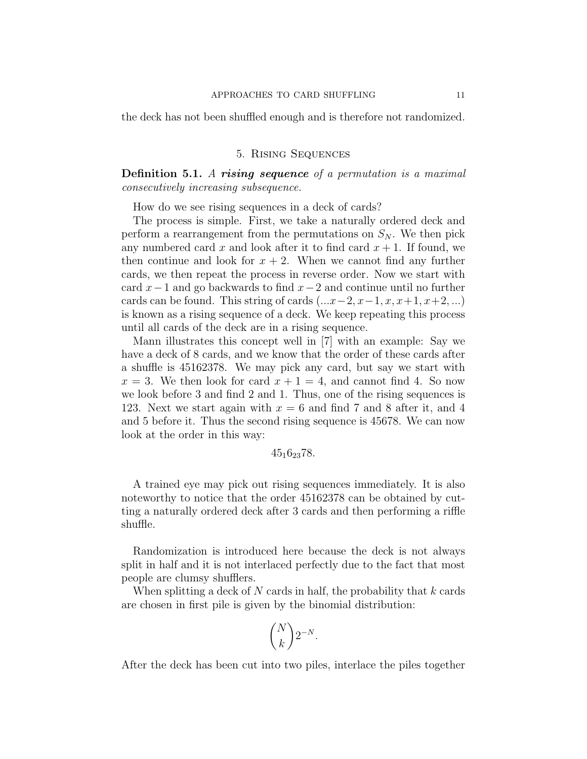the deck has not been shuffled enough and is therefore not randomized.

## 5. Rising Sequences

**Definition 5.1.** *A* ***rising sequence*** *of a permutation is a maximal consecutively increasing subsequence.*

How do we see rising sequences in a deck of cards?

The process is simple. First, we take a naturally ordered deck and perform a rearrangement from the permutations on $S_N$. We then pick any numbered card $x$ and look after it to find card $x+1$. If found, we then continue and look for $x+2$. When we cannot find any further cards, we then repeat the process in reverse order. Now we start with card $x-1$ and go backwards to find $x-2$ and continue until no further cards can be found. This string of cards $(...x-2, x-1, x, x+1, x+2, ...)$ is known as a rising sequence of a deck. We keep repeating this process until all cards of the deck are in a rising sequence.

Mann illustrates this concept well in [7] with an example: Say we have a deck of 8 cards, and we know that the order of these cards after a shuffle is 45162378. We may pick any card, but say we start with $x = 3$. We then look for card $x + 1 = 4$, and cannot find 4. So now we look before 3 and find 2 and 1. Thus, one of the rising sequences is 123. Next we start again with $x = 6$ and find 7 and 8 after it, and 4 and 5 before it. Thus the second rising sequence is 45678. We can now look at the order in this way:

$$45_16_{23}78.$$

A trained eye may pick out rising sequences immediately. It is also noteworthy to notice that the order 45162378 can be obtained by cutting a naturally ordered deck after 3 cards and then performing a riffle shuffle.

Randomization is introduced here because the deck is not always split in half and it is not interlaced perfectly due to the fact that most people are clumsy shufflers.

When splitting a deck of $N$ cards in half, the probability that $k$ cards are chosen in first pile is given by the binomial distribution:

$$\binom{N}{k} 2^{-N}.$$

After the deck has been cut into two piles, interlace the piles together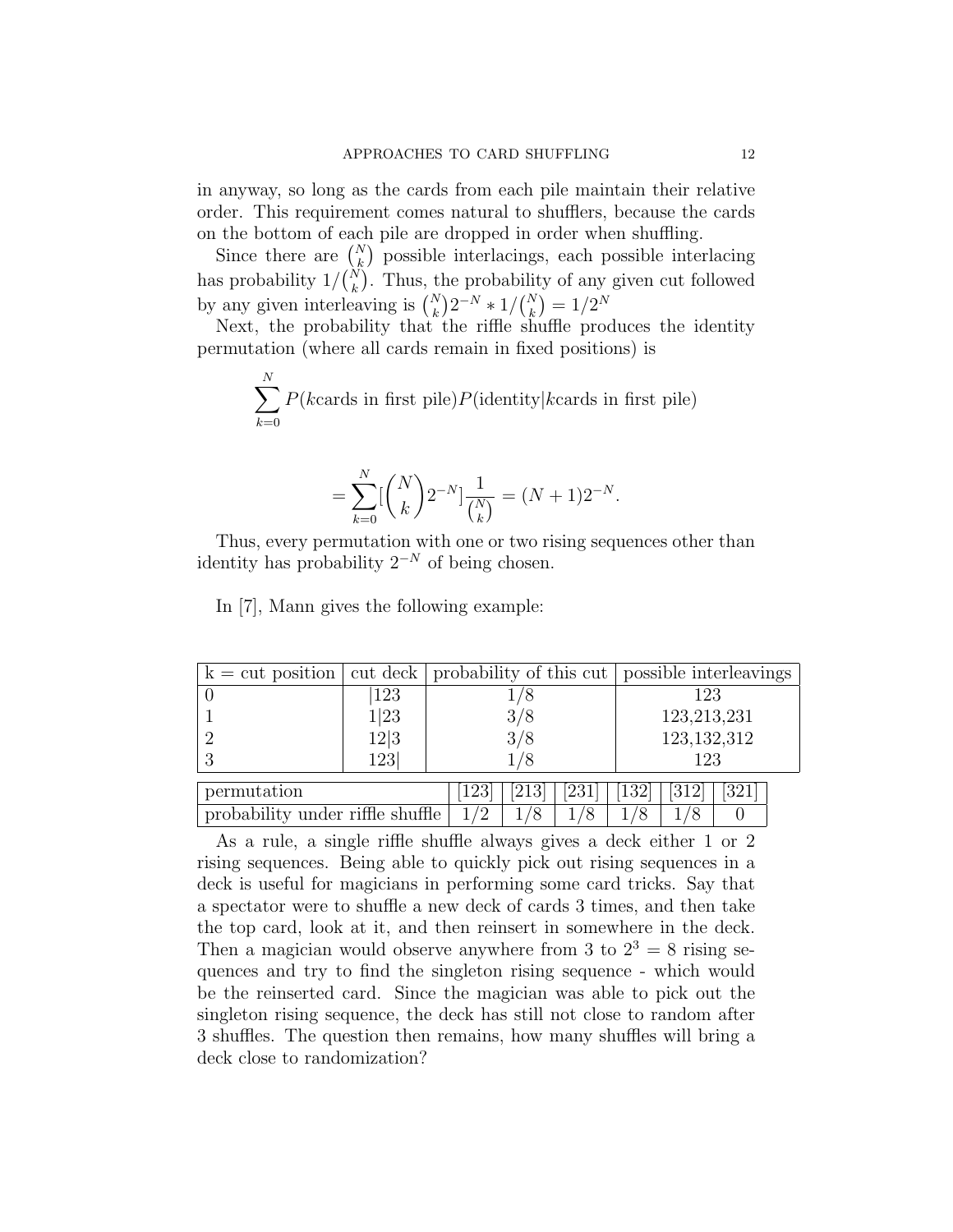in anyway, so long as the cards from each pile maintain their relative order. This requirement comes natural to shufflers, because the cards on the bottom of each pile are dropped in order when shuffling.

Since there are $\binom{N}{k}$ possible interlacings, each possible interlacing has probability $1/\binom{N}{k}$. Thus, the probability of any given cut followed by any given interleaving is $\binom{N}{k}2^{-N} * 1/\binom{N}{k} = 1/2^N$

Next, the probability that the riffle shuffle produces the identity permutation (where all cards remain in fixed positions) is

$$\sum_{k=0}^{N} P(k\text{cards in first pile})P(\text{identity}|k\text{cards in first pile})$$

$$= \sum_{k=0}^{N} [\binom{N}{k}2^{-N}]\frac{1}{\binom{N}{k}} = (N+1)2^{-N}.$$

Thus, every permutation with one or two rising sequences other than identity has probability $2^{-N}$ of being chosen.

In [7], Mann gives the following example:

| k = cut position | cut deck | probability of this cut | possible interleavings |
|---|---|---|---|
| 0 | \|123 | 1/8 | 123 |
| 1 | 1\|23 | 3/8 | 123,213,231 |
| 2 | 12\|3 | 3/8 | 123,132,312 |
| 3 | 123\| | 1/8 | 123 |

| permutation | [123] | [213] | [231] | [132] | [312] | [321] |
|---|---|---|---|---|---|---|
| probability under riffle shuffle | 1/2 | 1/8 | 1/8 | 1/8 | 1/8 | 0 |

As a rule, a single riffle shuffle always gives a deck either 1 or 2 rising sequences. Being able to quickly pick out rising sequences in a deck is useful for magicians in performing some card tricks. Say that a spectator were to shuffle a new deck of cards 3 times, and then take the top card, look at it, and then reinsert in somewhere in the deck. Then a magician would observe anywhere from 3 to $2^3 = 8$ rising sequences and try to find the singleton rising sequence - which would be the reinserted card. Since the magician was able to pick out the singleton rising sequence, the deck has still not close to random after 3 shuffles. The question then remains, how many shuffles will bring a deck close to randomization?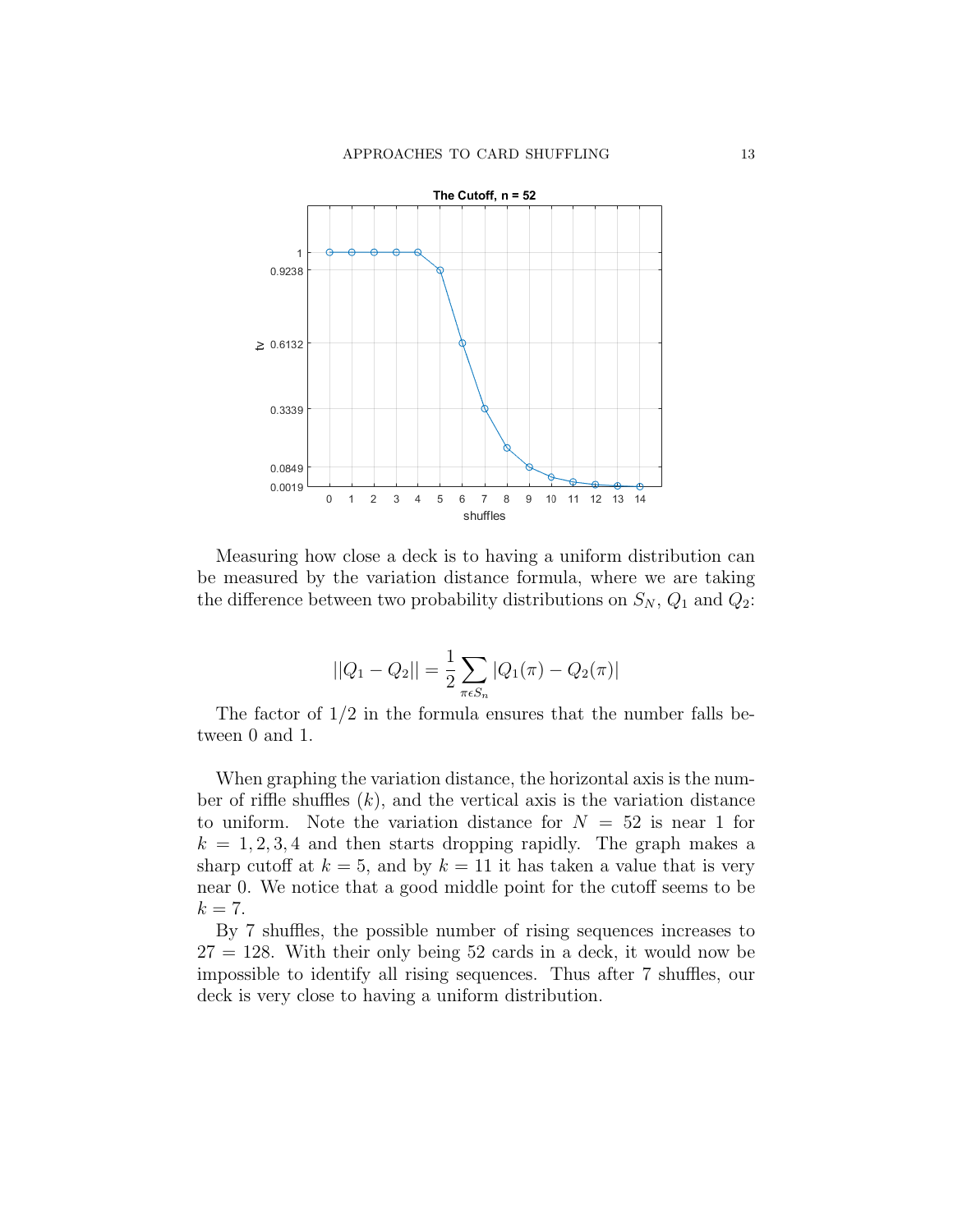Measuring how close a deck is to having a uniform distribution can be measured by the variation distance formula, where we are taking the difference between two probability distributions on $S_N$, $Q_1$ and $Q_2$:

$$||Q_1 - Q_2|| = \frac{1}{2} \sum_{\pi \epsilon S_n} |Q_1(\pi) - Q_2(\pi)|$$

The factor of 1/2 in the formula ensures that the number falls between 0 and 1.

When graphing the variation distance, the horizontal axis is the number of riffle shuffles ($k$), and the vertical axis is the variation distance to uniform. Note the variation distance for $N = 52$ is near 1 for $k = 1, 2, 3, 4$ and then starts dropping rapidly. The graph makes a sharp cutoff at $k = 5$, and by $k = 11$ it has taken a value that is very near 0. We notice that a good middle point for the cutoff seems to be $k = 7$.

By 7 shuffles, the possible number of rising sequences increases to $27 = 128$. With their only being 52 cards in a deck, it would now be impossible to identify all rising sequences. Thus after 7 shuffles, our deck is very close to having a uniform distribution.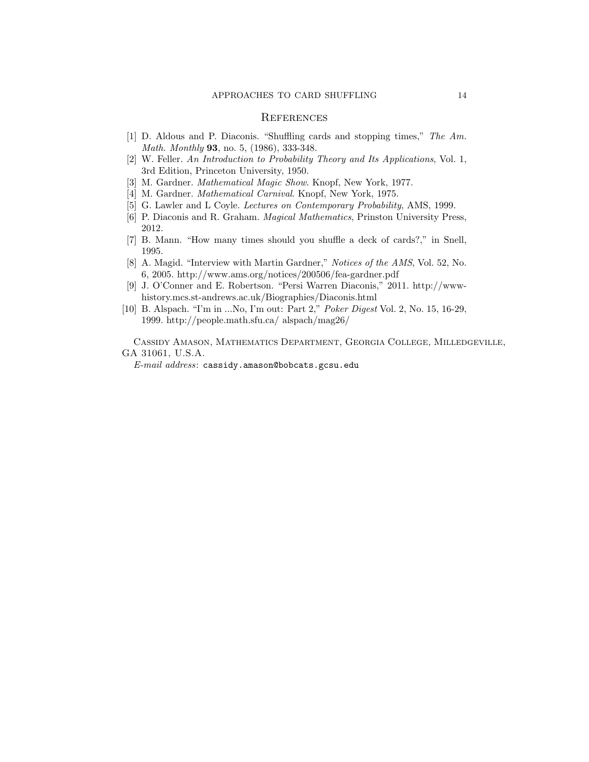## References

[1] D. Aldous and P. Diaconis. "Shuffling cards and stopping times," *The Am. Math. Monthly* **93**, no. 5, (1986), 333-348.

[2] W. Feller. *An Introduction to Probability Theory and Its Applications*, Vol. 1, 3rd Edition, Princeton University, 1950.

[3] M. Gardner. *Mathematical Magic Show*. Knopf, New York, 1977.

[4] M. Gardner. *Mathematical Carnival*. Knopf, New York, 1975.

[5] G. Lawler and L Coyle. *Lectures on Contemporary Probability*, AMS, 1999.

[6] P. Diaconis and R. Graham. *Magical Mathematics*, Prinston University Press, 2012.

[7] B. Mann. "How many times should you shuffle a deck of cards?," in Snell, 1995.

[8] A. Magid. "Interview with Martin Gardner," *Notices of the AMS*, Vol. 52, No. 6, 2005. http://www.ams.org/notices/200506/fea-gardner.pdf

[9] J. O'Conner and E. Robertson. "Persi Warren Diaconis," 2011. http://www-history.mcs.st-andrews.ac.uk/Biographies/Diaconis.html

[10] B. Alspach. "I'm in ...No, I'm out: Part 2," *Poker Digest* Vol. 2, No. 15, 16-29, 1999. http://people.math.sfu.ca/ alspach/mag26/

Cassidy Amason, Mathematics Department, Georgia College, Milledgeville, GA 31061, U.S.A.

*E-mail address*: cassidy.amason@bobcats.gcsu.edu